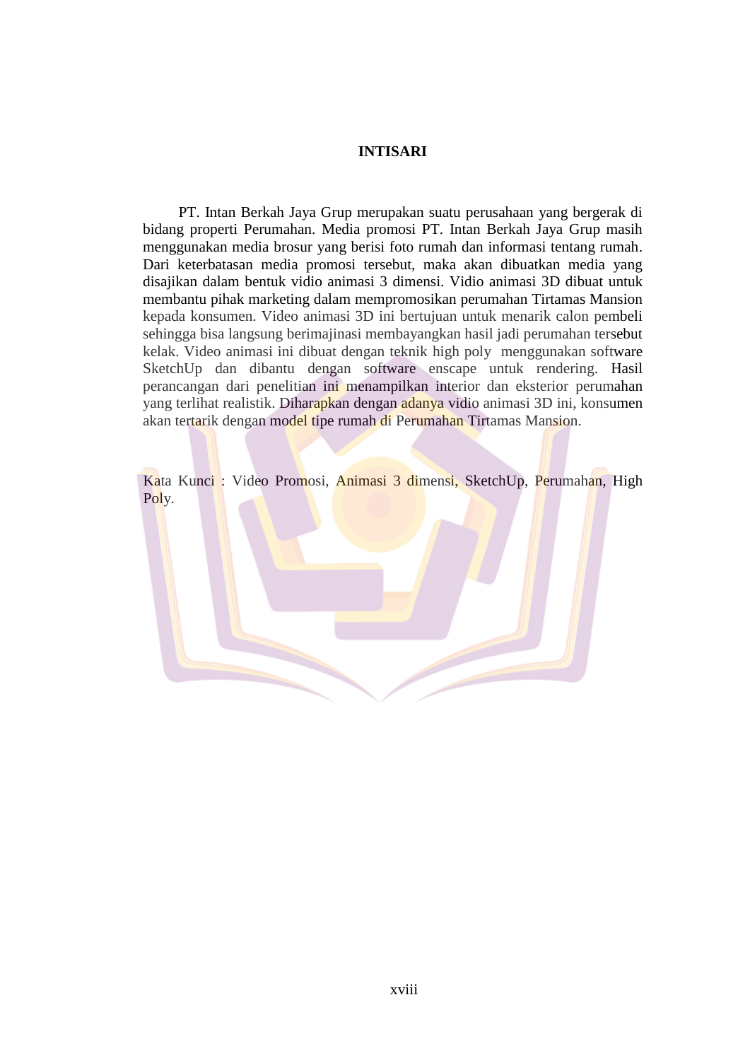# INTISARI

PT. Intan Berkah Jaya Grup merupakan suatu perusahaan yang bergerak di bidang properti Perumahan. Media promosi PT. Intan Berkah Jaya Grup masih menggunakan media brosur yang berisi foto rumah dan informasi tentang rumah. Dari keterbatasan media promosi tersebut, maka akan dibuatkan media yang disajikan dalam bentuk vidio animasi 3 dimensi. Vidio animasi 3D dibuat untuk membantu pihak marketing dalam mempromosikan perumahan Tirtamas Mansion kepada konsumen. Video animasi 3D ini bertujuan untuk menarik calon pembeli sehingga bisa langsung berimajinasi membayangkan hasil jadi perumahan tersebut kelak. Video animasi ini dibuat dengan teknik high poly menggunakan software SketchUp dan dibantu dengan software enscape untuk rendering. Hasil perancangan dari penelitian ini menampilkan interior dan eksterior perumahan yang terlihat realistik. Diharapkan dengan adanya vidio animasi 3D ini, konsumen akan tertarik dengan model tipe rumah di Perumahan Tirtamas Mansion.

Kata Kunci : Video Promosi, Animasi 3 dimensi, SketchUp, Perumahan, High Poly.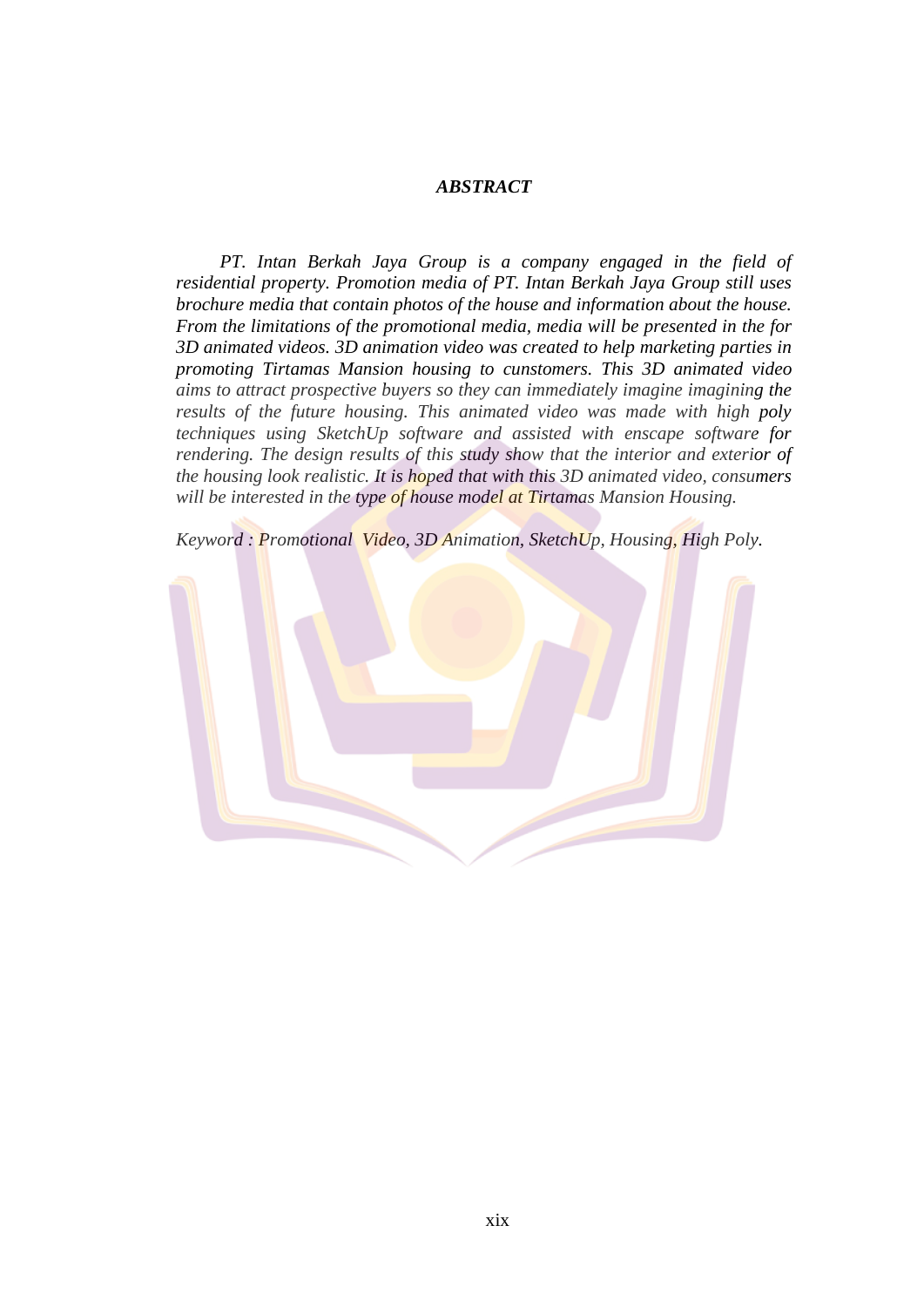# *ABSTRACT*

*PT. Intan Berkah Jaya Group is a company engaged in the field of residential property. Promotion media of PT. Intan Berkah Jaya Group still uses brochure media that contain photos of the house and information about the house. From the limitations of the promotional media, media will be presented in the for 3D animated videos. 3D animation video was created to help marketing parties in promoting Tirtamas Mansion housing to cunstomers. This 3D animated video aims to attract prospective buyers so they can immediately imagine imagining the results of the future housing. This animated video was made with high poly techniques using SketchUp software and assisted with enscape software for rendering. The design results of this study show that the interior and exterior of the housing look realistic. It is hoped that with this 3D animated video, consumers will be interested in the type of house model at Tirtamas Mansion Housing.*

*Keyword : Promotional Video, 3D Animation, SketchUp, Housing, High Poly.*